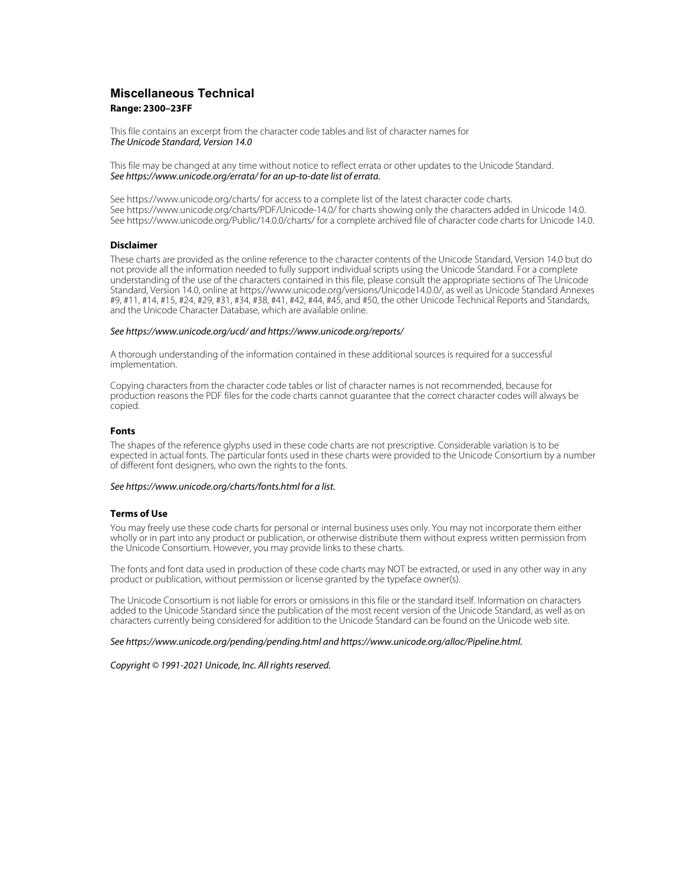# Miscellaneous Technical

**Range: 2300–23FF**

This file contains an excerpt from the character code tables and list of character names for
*The Unicode Standard, Version 14.0*

This file may be changed at any time without notice to reflect errata or other updates to the Unicode Standard.
*See https://www.unicode.org/errata/ for an up-to-date list of errata.*

See https://www.unicode.org/charts/ for access to a complete list of the latest character code charts.
See https://www.unicode.org/charts/PDF/Unicode-14.0/ for charts showing only the characters added in Unicode 14.0.
See https://www.unicode.org/Public/14.0.0/charts/ for a complete archived file of character code charts for Unicode 14.0.

### Disclaimer

These charts are provided as the online reference to the character contents of the Unicode Standard, Version 14.0 but do not provide all the information needed to fully support individual scripts using the Unicode Standard. For a complete understanding of the use of the characters contained in this file, please consult the appropriate sections of The Unicode Standard, Version 14.0, online at https://www.unicode.org/versions/Unicode14.0.0/, as well as Unicode Standard Annexes #9, #11, #14, #15, #24, #29, #31, #34, #38, #41, #42, #44, #45, and #50, the other Unicode Technical Reports and Standards, and the Unicode Character Database, which are available online.

*See https://www.unicode.org/ucd/ and https://www.unicode.org/reports/*

A thorough understanding of the information contained in these additional sources is required for a successful implementation.

Copying characters from the character code tables or list of character names is not recommended, because for production reasons the PDF files for the code charts cannot guarantee that the correct character codes will always be copied.

### Fonts

The shapes of the reference glyphs used in these code charts are not prescriptive. Considerable variation is to be expected in actual fonts. The particular fonts used in these charts were provided to the Unicode Consortium by a number of different font designers, who own the rights to the fonts.

*See https://www.unicode.org/charts/fonts.html for a list.*

### Terms of Use

You may freely use these code charts for personal or internal business uses only. You may not incorporate them either wholly or in part into any product or publication, or otherwise distribute them without express written permission from the Unicode Consortium. However, you may provide links to these charts.

The fonts and font data used in production of these code charts may NOT be extracted, or used in any other way in any product or publication, without permission or license granted by the typeface owner(s).

The Unicode Consortium is not liable for errors or omissions in this file or the standard itself. Information on characters added to the Unicode Standard since the publication of the most recent version of the Unicode Standard, as well as on characters currently being considered for addition to the Unicode Standard can be found on the Unicode web site.

*See https://www.unicode.org/pending/pending.html and https://www.unicode.org/alloc/Pipeline.html.*

*Copyright © 1991-2021 Unicode, Inc. All rights reserved.*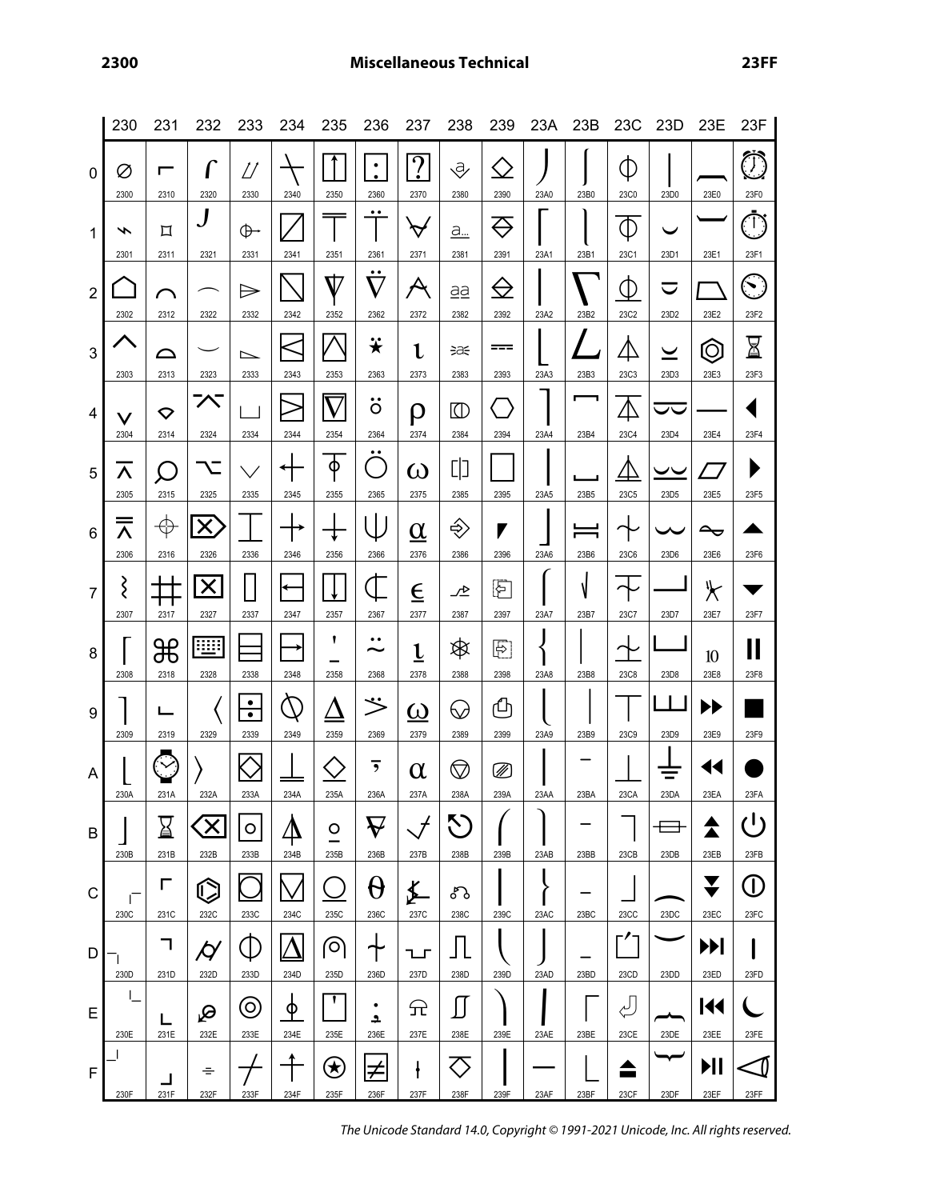# 2300 Miscellaneous Technical 23FF

| | 230 | 231 | 232 | 233 | 234 | 235 | 236 | 237 | 238 | 239 | 23A | 23B | 23C | 23D | 23E | 23F |
|---|---|---|---|---|---|---|---|---|---|---|---|---|---|---|---|---|
| 0 | ⌀ 2300 | ⌐ 2310 | ⌠ 2320 | ⌰ 2330 | ⍀ 2340 | ⍐ 2350 | ⍠ 2360 | ⍰ 2370 | ⎀ 2380 | ⎐ 2390 | ⎠ 23A0 | ⎰ 23B0 | ⏀ 23C0 | ⏐ 23D0 | ⏠ 23E0 | ⏰ 23F0 |
| 1 | ⌁ 2301 | ⌑ 2311 | ⌡ 2321 | ⌱ 2331 | ⍁ 2341 | ⍑ 2351 | ⍡ 2361 | ⍱ 2371 | ⎁ 2381 | ⎑ 2391 | ⎡ 23A1 | ⎱ 23B1 | ⏁ 23C1 | ⏑ 23D1 | ⏡ 23E1 | ⏱ 23F1 |
| 2 | ⌂ 2302 | ⌒ 2312 | ⌢ 2322 | ⌲ 2332 | ⍂ 2342 | ⍒ 2352 | ⍢ 2362 | ⍲ 2372 | ⎂ 2382 | ⎒ 2392 | ⎢ 23A2 | ⎲ 23B2 | ⏂ 23C2 | ⏒ 23D2 | ⏢ 23E2 | ⏲ 23F2 |
| 3 | ⌃ 2303 | ⌓ 2313 | ⌣ 2323 | ⌳ 2333 | ⍃ 2343 | ⍓ 2353 | ⍣ 2363 | ⍳ 2373 | ⎃ 2383 | ⎓ 2393 | ⎣ 23A3 | ⎳ 23B3 | ⏃ 23C3 | ⏓ 23D3 | ⏣ 23E3 | ⏳ 23F3 |
| 4 | ⌄ 2304 | ⌔ 2314 | ⌤ 2324 | ⌴ 2334 | ⍄ 2344 | ⍔ 2354 | ⍤ 2364 | ⍴ 2374 | ⎄ 2384 | ⎔ 2394 | ⎤ 23A4 | ⎴ 23B4 | ⏄ 23C4 | ⏔ 23D4 | ⏤ 23E4 | ⏴ 23F4 |
| 5 | ⌅ 2305 | ⌕ 2315 | ⌥ 2325 | ⌵ 2335 | ⍅ 2345 | ⍕ 2355 | ⍥ 2365 | ⍵ 2375 | ⎅ 2385 | ⎕ 2395 | ⎥ 23A5 | ⎵ 23B5 | ⏅ 23C5 | ⏕ 23D5 | ⏥ 23E5 | ⏵ 23F5 |
| 6 | ⌆ 2306 | ⌖ 2316 | ⌦ 2326 | ⌶ 2336 | ⍆ 2346 | ⍖ 2356 | ⍦ 2366 | ⍶ 2376 | ⎆ 2386 | ⎖ 2396 | ⎦ 23A6 | ⎶ 23B6 | ⏆ 23C6 | ⏖ 23D6 | ⏦ 23E6 | ⏶ 23F6 |
| 7 | ⌇ 2307 | ⌗ 2317 | ⌧ 2327 | ⌷ 2337 | ⍇ 2347 | ⍗ 2357 | ⍧ 2367 | ⍷ 2377 | ⎇ 2387 | ⎗ 2397 | ⎧ 23A7 | ⎷ 23B7 | ⏇ 23C7 | ⏗ 23D7 | ⏧ 23E7 | ⏷ 23F7 |
| 8 | ⌈ 2308 | ⌘ 2318 | ⌨ 2328 | ⌸ 2338 | ⍈ 2348 | ⍘ 2358 | ⍨ 2368 | ⍸ 2378 | ⎈ 2388 | ⎘ 2398 | ⎨ 23A8 | ⎸ 23B8 | ⏈ 23C8 | ⏘ 23D8 | ⏨ 23E8 | ⏸ 23F8 |
| 9 | ⌉ 2309 | ⌙ 2319 | 〈 2329 | ⌹ 2339 | ⍉ 2349 | ⍙ 2359 | ⍩ 2369 | ⍹ 2379 | ⎉ 2389 | ⎙ 2399 | ⎩ 23A9 | ⎹ 23B9 | ⏉ 23C9 | ⏙ 23D9 | ⏩ 23E9 | ⏹ 23F9 |
| A | ⌊ 230A | ⌚ 231A | 〉 232A | ⌺ 233A | ⍊ 234A | ⍚ 235A | ⍪ 236A | ⍺ 237A | ⎊ 238A | ⎚ 239A | ⎪ 23AA | ⎺ 23BA | ⏊ 23CA | ⏚ 23DA | ⏪ 23EA | ⏺ 23FA |
| B | ⌋ 230B | ⌛ 231B | ⌫ 232B | ⌻ 233B | ⍋ 234B | ⍛ 235B | ⍫ 236B | ⍻ 237B | ⎋ 238B | ⎛ 239B | ⎫ 23AB | ⎻ 23BB | ⏋ 23CB | ⏛ 23DB | ⏫ 23EB | ⏻ 23FB |
| C | ⌌ 230C | ⌜ 231C | ⌬ 232C | ⌼ 233C | ⍌ 234C | ⍜ 235C | ⍬ 236C | ⍼ 237C | ⎌ 238C | ⎜ 239C | ⎬ 23AC | ⎼ 23BC | ⏌ 23CC | ⏜ 23DC | ⏬ 23EC | ⏼ 23FC |
| D | ⌍ 230D | ⌝ 231D | ⌭ 232D | ⌽ 233D | ⍍ 234D | ⍝ 235D | ⍭ 236D | ⍽ 237D | ⎍ 238D | ⎝ 239D | ⎭ 23AD | ⎽ 23BD | ⏍ 23CD | ⏝ 23DD | ⏭ 23ED | ⏽ 23FD |
| E | ⌎ 230E | ⌞ 231E | ⌮ 232E | ⌾ 233E | ⍎ 234E | ⍞ 235E | ⍮ 236E | ⍾ 237E | ⎎ 238E | ⎞ 239E | ⎮ 23AE | ⎾ 23BE | ⏎ 23CE | ⏞ 23DE | ⏮ 23EE | ⏾ 23FE |
| F | ⌏ 230F | ⌟ 231F | ⌯ 232F | ⌿ 233F | ⍏ 234F | ⍟ 235F | ⍯ 236F | ⍿ 237F | ⎏ 238F | ⎟ 239F | ⎯ 23AF | ⎿ 23BF | ⏏ 23CF | ⏟ 23DF | ⏯ 23EF | ⏿ 23FF |

*The Unicode Standard 14.0, Copyright © 1991-2021 Unicode, Inc. All rights reserved.*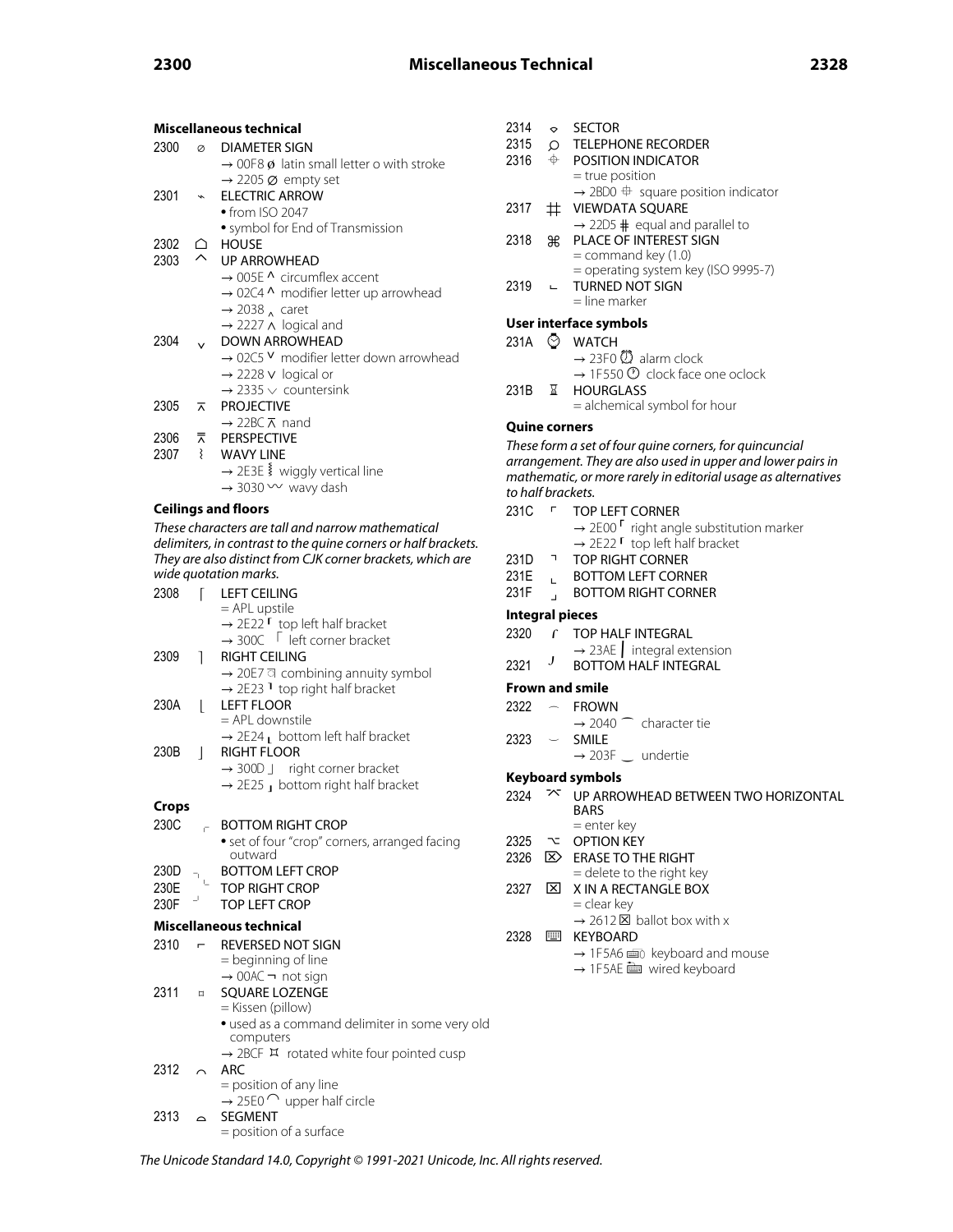## Miscellaneous technical

2300 ⌀ DIAMETER SIGN
- → 00F8 ø latin small letter o with stroke
- → 2205 ∅ empty set

2301 ⌁ ELECTRIC ARROW
- • from ISO 2047
- • symbol for End of Transmission

2302 ⌂ HOUSE

2303 ⌃ UP ARROWHEAD
- → 005E ^ circumflex accent
- → 02C4 ˄ modifier letter up arrowhead
- → 2038 ‸ caret
- → 2227 ∧ logical and

2304 ⌄ DOWN ARROWHEAD
- → 02C5 ˅ modifier letter down arrowhead
- → 2228 ∨ logical or
- → 2335 ⌵ countersink

2305 ⌅ PROJECTIVE
- → 22BC ⊼ nand

2306 ⌆ PERSPECTIVE

2307 ⌇ WAVY LINE
- → 2E3E ⸾ wiggly vertical line
- → 3030 〰 wavy dash

## Ceilings and floors

*These characters are tall and narrow mathematical delimiters, in contrast to the quine corners or half brackets. They are also distinct from CJK corner brackets, which are wide quotation marks.*

2308 ⌈ LEFT CEILING
- = APL upstile
- → 2E22 ⸢ top left half bracket
- → 300C 「 left corner bracket

2309 ⌉ RIGHT CEILING
- → 20E7 ⃧ combining annuity symbol
- → 2E23 ⸣ top right half bracket

230A ⌊ LEFT FLOOR
- = APL downstile
- → 2E24 ⸤ bottom left half bracket

230B ⌋ RIGHT FLOOR
- → 300D 」 right corner bracket
- → 2E25 ⸥ bottom right half bracket

## Crops

230C ⌌ BOTTOM RIGHT CROP
- • set of four "crop" corners, arranged facing outward

230D ⌍ BOTTOM LEFT CROP

230E ⌎ TOP RIGHT CROP

230F ⌏ TOP LEFT CROP

## Miscellaneous technical

2310 ⌐ REVERSED NOT SIGN
- = beginning of line
- → 00AC ¬ not sign

2311 ⌑ SQUARE LOZENGE
- = Kissen (pillow)
- • used as a command delimiter in some very old computers
- → 2BCF ⯏ rotated white four pointed cusp

2312 ⌒ ARC
- = position of any line
- → 25E0 ◠ upper half circle

2313 ⌓ SEGMENT
- = position of a surface

2314 ⌔ SECTOR

2315 ⌕ TELEPHONE RECORDER

2316 ⌖ POSITION INDICATOR
- = true position
- → 2BD0 ⯐ square position indicator

2317 ⌗ VIEWDATA SQUARE
- → 22D5 ⋕ equal and parallel to

2318 ⌘ PLACE OF INTEREST SIGN
- = command key (1.0)
- = operating system key (ISO 9995-7)

2319 ⌙ TURNED NOT SIGN
- = line marker

## User interface symbols

231A ⌚ WATCH
- → 23F0 ⏰ alarm clock
- → 1F550 🕐 clock face one oclock

231B ⌛ HOURGLASS
- = alchemical symbol for hour

## Quine corners

*These form a set of four quine corners, for quincuncial arrangement. They are also used in upper and lower pairs in mathematic, or more rarely in editorial usage as alternatives to half brackets.*

231C ⌜ TOP LEFT CORNER
- → 2E00 ⸀ right angle substitution marker
- → 2E22 ⸢ top left half bracket

231D ⌝ TOP RIGHT CORNER

231E ⌞ BOTTOM LEFT CORNER

231F ⌟ BOTTOM RIGHT CORNER

## Integral pieces

2320 ⌠ TOP HALF INTEGRAL
- → 23AE ⎮ integral extension

2321 ⌡ BOTTOM HALF INTEGRAL

## Frown and smile

2322 ⌢ FROWN
- → 2040 ⁀ character tie

2323 ⌣ SMILE
- → 203F ‿ undertie

## Keyboard symbols

2324 ⌤ UP ARROWHEAD BETWEEN TWO HORIZONTAL BARS
- = enter key

2325 ⌥ OPTION KEY

2326 ⌦ ERASE TO THE RIGHT
- = delete to the right key

2327 ⌧ X IN A RECTANGLE BOX
- = clear key
- → 2612 ☒ ballot box with x

2328 ⌨ KEYBOARD
- → 1F5A6 🖦 keyboard and mouse
- → 1F5AE 🖮 wired keyboard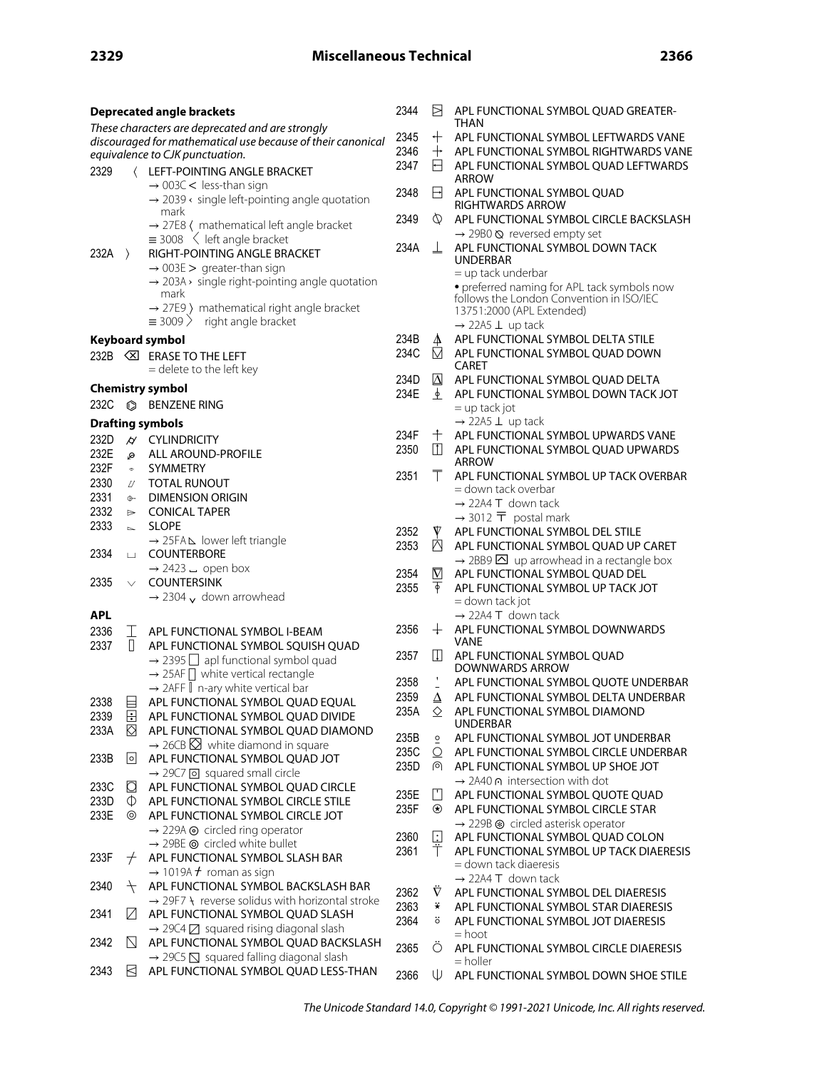### Deprecated angle brackets

*These characters are deprecated and are strongly discouraged for mathematical use because of their canonical equivalence to CJK punctuation.*

2329 〈 LEFT-POINTING ANGLE BRACKET
- → 003C < less-than sign
- → 2039 ‹ single left-pointing angle quotation mark
- → 27E8 ⟨ mathematical left angle bracket
- ≡ 3008 〈 left angle bracket

232A 〉 RIGHT-POINTING ANGLE BRACKET
- → 003E > greater-than sign
- → 203A › single right-pointing angle quotation mark
- → 27E9 ⟩ mathematical right angle bracket
- ≡ 3009 〉 right angle bracket

### Keyboard symbol

232B ⌫ ERASE TO THE LEFT
- = delete to the left key

### Chemistry symbol

232C ⌬ BENZENE RING

### Drafting symbols

232D ⌭ CYLINDRICITY
232E ⌮ ALL AROUND-PROFILE
232F ⌯ SYMMETRY
2330 ⌰ TOTAL RUNOUT
2331 ⌱ DIMENSION ORIGIN
2332 ⌲ CONICAL TAPER
2333 ⌳ SLOPE
- → 25FA ◺ lower left triangle

2334 ⌴ COUNTERBORE
- → 2423 ␣ open box

2335 ⌵ COUNTERSINK
- → 2304 ⌄ down arrowhead

### APL

2336 ⌶ APL FUNCTIONAL SYMBOL I-BEAM
2337 ⌷ APL FUNCTIONAL SYMBOL SQUISH QUAD
- → 2395 ⎕ apl functional symbol quad
- → 25AF ▯ white vertical rectangle
- → 2AFF ⫿ n-ary white vertical bar

2338 ⌸ APL FUNCTIONAL SYMBOL QUAD EQUAL
2339 ⌹ APL FUNCTIONAL SYMBOL QUAD DIVIDE
233A ⌺ APL FUNCTIONAL SYMBOL QUAD DIAMOND
- → 26CB ⛋ white diamond in square

233B ⌻ APL FUNCTIONAL SYMBOL QUAD JOT
- → 29C7 ⧇ squared small circle

233C ⌼ APL FUNCTIONAL SYMBOL QUAD CIRCLE
233D ⌽ APL FUNCTIONAL SYMBOL CIRCLE STILE
233E ⌾ APL FUNCTIONAL SYMBOL CIRCLE JOT
- → 229A ⊚ circled ring operator
- → 29BE ⦾ circled white bullet

233F ⌿ APL FUNCTIONAL SYMBOL SLASH BAR
- → 1019A 𐆚 roman as sign

2340 ⍀ APL FUNCTIONAL SYMBOL BACKSLASH BAR
- → 29F7 ⧷ reverse solidus with horizontal stroke

2341 ⍁ APL FUNCTIONAL SYMBOL QUAD SLASH
- → 29C4 ⧄ squared rising diagonal slash

2342 ⍂ APL FUNCTIONAL SYMBOL QUAD BACKSLASH
- → 29C5 ⧅ squared falling diagonal slash

2343 ⍃ APL FUNCTIONAL SYMBOL QUAD LESS-THAN
2344 ⍄ APL FUNCTIONAL SYMBOL QUAD GREATER-THAN
2345 ⍅ APL FUNCTIONAL SYMBOL LEFTWARDS VANE
2346 ⍆ APL FUNCTIONAL SYMBOL RIGHTWARDS VANE
2347 ⍇ APL FUNCTIONAL SYMBOL QUAD LEFTWARDS ARROW
2348 ⍈ APL FUNCTIONAL SYMBOL QUAD RIGHTWARDS ARROW
2349 ⍉ APL FUNCTIONAL SYMBOL CIRCLE BACKSLASH
- → 29B0 ⦰ reversed empty set

234A ⍊ APL FUNCTIONAL SYMBOL DOWN TACK UNDERBAR
- = up tack underbar
- • preferred naming for APL tack symbols now follows the London Convention in ISO/IEC 13751:2000 (APL Extended)
- → 22A5 ⊥ up tack

234B ⍋ APL FUNCTIONAL SYMBOL DELTA STILE
234C ⍌ APL FUNCTIONAL SYMBOL QUAD DOWN CARET
234D ⍍ APL FUNCTIONAL SYMBOL QUAD DELTA
234E ⍎ APL FUNCTIONAL SYMBOL DOWN TACK JOT
- = up tack jot
- → 22A5 ⊥ up tack

234F ⍏ APL FUNCTIONAL SYMBOL UPWARDS VANE
2350 ⍐ APL FUNCTIONAL SYMBOL QUAD UPWARDS ARROW
2351 ⍑ APL FUNCTIONAL SYMBOL UP TACK OVERBAR
- = down tack overbar
- → 22A4 ⊤ down tack
- → 3012 〒 postal mark

2352 ⍒ APL FUNCTIONAL SYMBOL DEL STILE
2353 ⍓ APL FUNCTIONAL SYMBOL QUAD UP CARET
- → 2BB9 ⮹ up arrowhead in a rectangle box

2354 ⍔ APL FUNCTIONAL SYMBOL QUAD DEL
2355 ⍕ APL FUNCTIONAL SYMBOL UP TACK JOT
- = down tack jot
- → 22A4 ⊤ down tack

2356 ⍖ APL FUNCTIONAL SYMBOL DOWNWARDS VANE
2357 ⍗ APL FUNCTIONAL SYMBOL QUAD DOWNWARDS ARROW
2358 ⍘ APL FUNCTIONAL SYMBOL QUOTE UNDERBAR
2359 ⍙ APL FUNCTIONAL SYMBOL DELTA UNDERBAR
235A ⍚ APL FUNCTIONAL SYMBOL DIAMOND UNDERBAR
235B ⍛ APL FUNCTIONAL SYMBOL JOT UNDERBAR
235C ⍜ APL FUNCTIONAL SYMBOL CIRCLE UNDERBAR
235D ⍝ APL FUNCTIONAL SYMBOL UP SHOE JOT
- → 2A40 ⩀ intersection with dot

235E ⍞ APL FUNCTIONAL SYMBOL QUOTE QUAD
235F ⍟ APL FUNCTIONAL SYMBOL CIRCLE STAR
- → 229B ⊛ circled asterisk operator

2360 ⍠ APL FUNCTIONAL SYMBOL QUAD COLON
2361 ⍡ APL FUNCTIONAL SYMBOL UP TACK DIAERESIS
- = down tack diaeresis
- → 22A4 ⊤ down tack

2362 ⍢ APL FUNCTIONAL SYMBOL DEL DIAERESIS
2363 ⍣ APL FUNCTIONAL SYMBOL STAR DIAERESIS
2364 ⍤ APL FUNCTIONAL SYMBOL JOT DIAERESIS
- = hoot

2365 ⍥ APL FUNCTIONAL SYMBOL CIRCLE DIAERESIS
- = holler

2366 ⍦ APL FUNCTIONAL SYMBOL DOWN SHOE STILE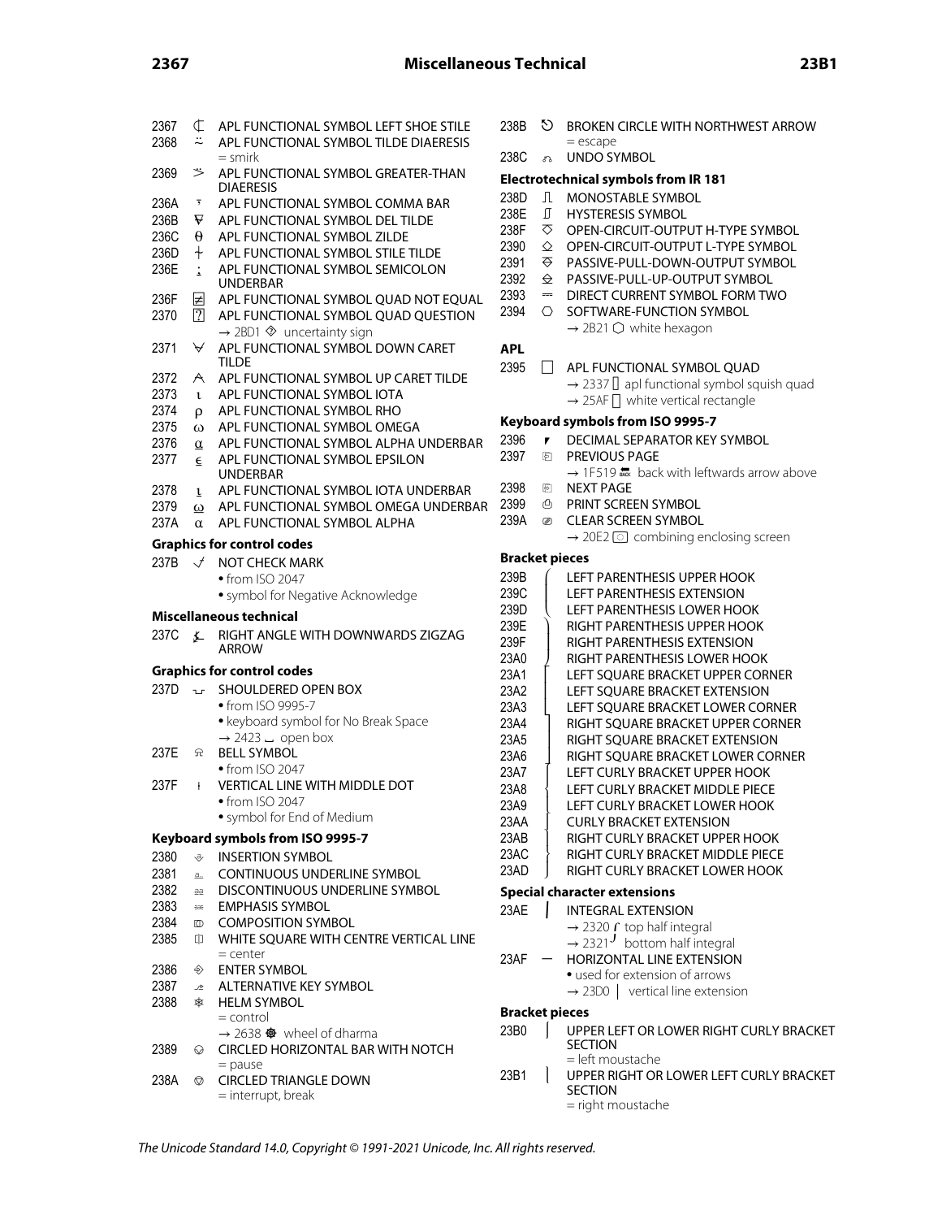2367 ⌧ APL FUNCTIONAL SYMBOL LEFT SHOE STILE

2368 ⍨ APL FUNCTIONAL SYMBOL TILDE DIAERESIS
= smirk

2369 ⍩ APL FUNCTIONAL SYMBOL GREATER-THAN DIAERESIS

236A ⍪ APL FUNCTIONAL SYMBOL COMMA BAR

236B ⍫ APL FUNCTIONAL SYMBOL DEL TILDE

236C ⍬ APL FUNCTIONAL SYMBOL ZILDE

236D ⍭ APL FUNCTIONAL SYMBOL STILE TILDE

236E ⍮ APL FUNCTIONAL SYMBOL SEMICOLON UNDERBAR

236F ⍯ APL FUNCTIONAL SYMBOL QUAD NOT EQUAL

2370 ⍰ APL FUNCTIONAL SYMBOL QUAD QUESTION
→ 2BD1 ⯑ uncertainty sign

2371 ⍱ APL FUNCTIONAL SYMBOL DOWN CARET TILDE

2372 ⍲ APL FUNCTIONAL SYMBOL UP CARET TILDE

2373 ⍳ APL FUNCTIONAL SYMBOL IOTA

2374 ⍴ APL FUNCTIONAL SYMBOL RHO

2375 ⍵ APL FUNCTIONAL SYMBOL OMEGA

2376 ⍶ APL FUNCTIONAL SYMBOL ALPHA UNDERBAR

2377 ⍷ APL FUNCTIONAL SYMBOL EPSILON UNDERBAR

2378 ⍸ APL FUNCTIONAL SYMBOL IOTA UNDERBAR

2379 ⍹ APL FUNCTIONAL SYMBOL OMEGA UNDERBAR

237A ⍺ APL FUNCTIONAL SYMBOL ALPHA

### Graphics for control codes

237B ⍻ NOT CHECK MARK
- from ISO 2047
- symbol for Negative Acknowledge

### Miscellaneous technical

237C ⍼ RIGHT ANGLE WITH DOWNWARDS ZIGZAG ARROW

### Graphics for control codes

237D ⍽ SHOULDERED OPEN BOX
- from ISO 9995-7
- keyboard symbol for No Break Space

→ 2423 ␣ open box

237E ⍾ BELL SYMBOL
- from ISO 2047

237F ⍿ VERTICAL LINE WITH MIDDLE DOT
- from ISO 2047
- symbol for End of Medium

### Keyboard symbols from ISO 9995-7

2380 ⎀ INSERTION SYMBOL

2381 ⎁ CONTINUOUS UNDERLINE SYMBOL

2382 ⎂ DISCONTINUOUS UNDERLINE SYMBOL

2383 ⎃ EMPHASIS SYMBOL

2384 ⎄ COMPOSITION SYMBOL

2385 ⎅ WHITE SQUARE WITH CENTRE VERTICAL LINE
= center

2386 ⎆ ENTER SYMBOL

2387 ⎇ ALTERNATIVE KEY SYMBOL

2388 ⎈ HELM SYMBOL
= control
→ 2638 ☸ wheel of dharma

2389 ⎉ CIRCLED HORIZONTAL BAR WITH NOTCH
= pause

238A ⎊ CIRCLED TRIANGLE DOWN
= interrupt, break

238B ⎋ BROKEN CIRCLE WITH NORTHWEST ARROW
= escape

238C ⎌ UNDO SYMBOL

### Electrotechnical symbols from IR 181

238D ⎍ MONOSTABLE SYMBOL

238E ⎎ HYSTERESIS SYMBOL

238F ⎏ OPEN-CIRCUIT-OUTPUT H-TYPE SYMBOL

2390 ⎐ OPEN-CIRCUIT-OUTPUT L-TYPE SYMBOL

2391 ⎑ PASSIVE-PULL-DOWN-OUTPUT SYMBOL

2392 ⎒ PASSIVE-PULL-UP-OUTPUT SYMBOL

2393 ⎓ DIRECT CURRENT SYMBOL FORM TWO

2394 ⎔ SOFTWARE-FUNCTION SYMBOL
→ 2B21 ⬡ white hexagon

### APL

2395 ⎕ APL FUNCTIONAL SYMBOL QUAD
→ 2337 ⌷ apl functional symbol squish quad
→ 25AF ▯ white vertical rectangle

### Keyboard symbols from ISO 9995-7

2396 ⎖ DECIMAL SEPARATOR KEY SYMBOL

2397 ⎗ PREVIOUS PAGE
→ 1F519 🔙 back with leftwards arrow above

2398 ⎘ NEXT PAGE

2399 ⎙ PRINT SCREEN SYMBOL

239A ⎚ CLEAR SCREEN SYMBOL
→ 20E2 ⃢ combining enclosing screen

### Bracket pieces

239B ⎛ LEFT PARENTHESIS UPPER HOOK

239C ⎜ LEFT PARENTHESIS EXTENSION

239D ⎝ LEFT PARENTHESIS LOWER HOOK

239E ⎞ RIGHT PARENTHESIS UPPER HOOK

239F ⎟ RIGHT PARENTHESIS EXTENSION

23A0 ⎠ RIGHT PARENTHESIS LOWER HOOK

23A1 ⎡ LEFT SQUARE BRACKET UPPER CORNER

23A2 ⎢ LEFT SQUARE BRACKET EXTENSION

23A3 ⎣ LEFT SQUARE BRACKET LOWER CORNER

23A4 ⎤ RIGHT SQUARE BRACKET UPPER CORNER

23A5 ⎥ RIGHT SQUARE BRACKET EXTENSION

23A6 ⎦ RIGHT SQUARE BRACKET LOWER CORNER

23A7 ⎧ LEFT CURLY BRACKET UPPER HOOK

23A8 ⎨ LEFT CURLY BRACKET MIDDLE PIECE

23A9 ⎩ LEFT CURLY BRACKET LOWER HOOK

23AA ⎪ CURLY BRACKET EXTENSION

23AB ⎫ RIGHT CURLY BRACKET UPPER HOOK

23AC ⎬ RIGHT CURLY BRACKET MIDDLE PIECE

23AD ⎭ RIGHT CURLY BRACKET LOWER HOOK

### Special character extensions

23AE ⎮ INTEGRAL EXTENSION
→ 2320 ⌠ top half integral
→ 2321 ⌡ bottom half integral

23AF ⎯ HORIZONTAL LINE EXTENSION
- used for extension of arrows

→ 23D0 ⏐ vertical line extension

### Bracket pieces

23B0 ⎰ UPPER LEFT OR LOWER RIGHT CURLY BRACKET SECTION
= left moustache

23B1 ⎱ UPPER RIGHT OR LOWER LEFT CURLY BRACKET SECTION
= right moustache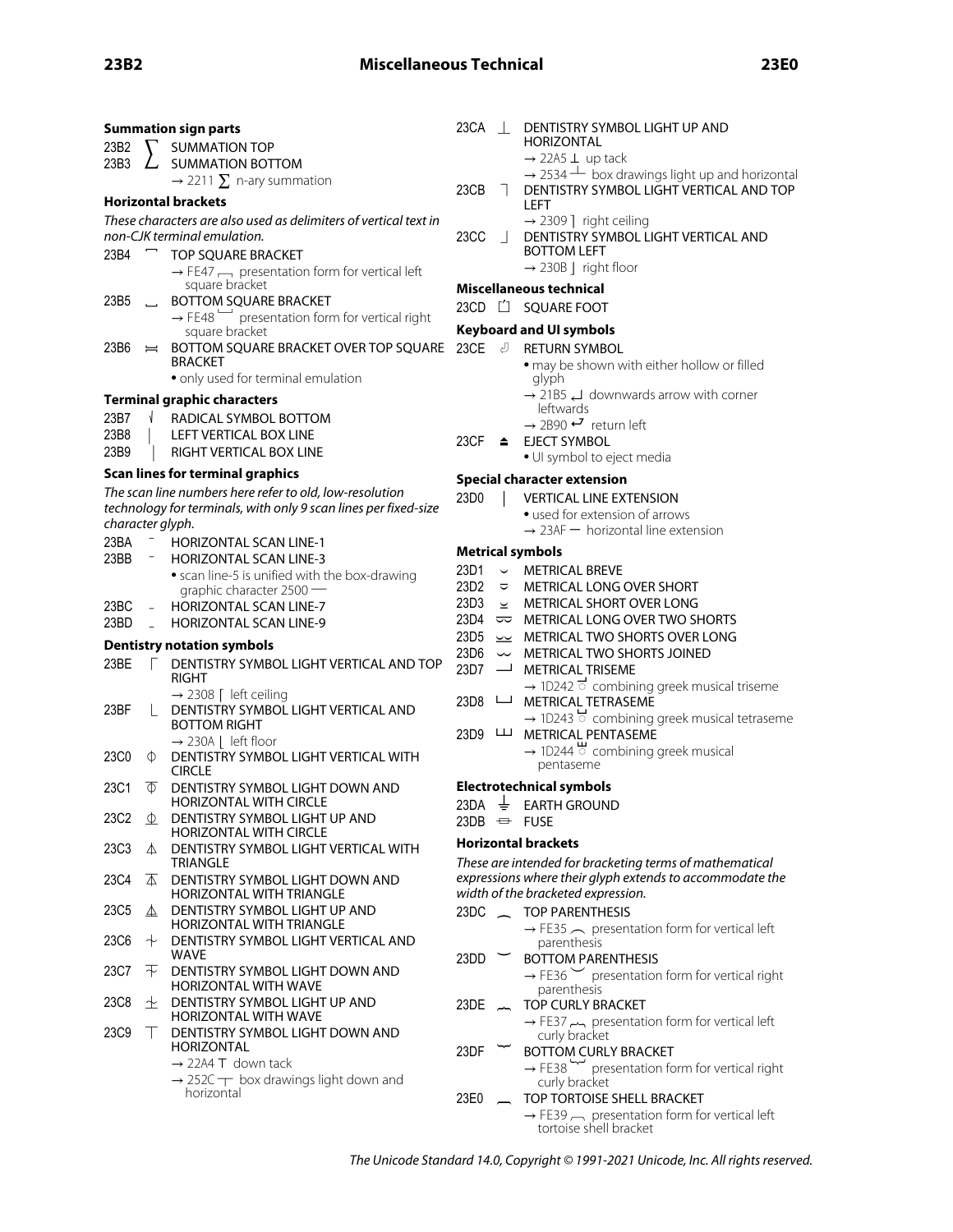### Summation sign parts

23B2 ⎲ SUMMATION TOP
23B3 ⎳ SUMMATION BOTTOM
→ 2211 ∑ n-ary summation

### Horizontal brackets

*These characters are also used as delimiters of vertical text in non-CJK terminal emulation.*

23B4 ⎴ TOP SQUARE BRACKET
→ FE47 ﹇ presentation form for vertical left square bracket

23B5 ⎵ BOTTOM SQUARE BRACKET
→ FE48 ﹈ presentation form for vertical right square bracket

23B6 ⎶ BOTTOM SQUARE BRACKET OVER TOP SQUARE BRACKET
• only used for terminal emulation

### Terminal graphic characters

23B7 ⎷ RADICAL SYMBOL BOTTOM
23B8 ⎸ LEFT VERTICAL BOX LINE
23B9 ⎹ RIGHT VERTICAL BOX LINE

### Scan lines for terminal graphics

*The scan line numbers here refer to old, low-resolution technology for terminals, with only 9 scan lines per fixed-size character glyph.*

23BA ⎺ HORIZONTAL SCAN LINE-1
23BB ⎻ HORIZONTAL SCAN LINE-3
• scan line-5 is unified with the box-drawing graphic character 2500 ─

23BC ⎼ HORIZONTAL SCAN LINE-7
23BD ⎽ HORIZONTAL SCAN LINE-9

### Dentistry notation symbols

23BE ⎾ DENTISTRY SYMBOL LIGHT VERTICAL AND TOP RIGHT
→ 2308 ⌈ left ceiling

23BF ⎿ DENTISTRY SYMBOL LIGHT VERTICAL AND BOTTOM RIGHT
→ 230A ⌊ left floor

23C0 ⏀ DENTISTRY SYMBOL LIGHT VERTICAL WITH CIRCLE
23C1 ⏁ DENTISTRY SYMBOL LIGHT DOWN AND HORIZONTAL WITH CIRCLE
23C2 ⏂ DENTISTRY SYMBOL LIGHT UP AND HORIZONTAL WITH CIRCLE
23C3 ⏃ DENTISTRY SYMBOL LIGHT VERTICAL WITH TRIANGLE
23C4 ⏄ DENTISTRY SYMBOL LIGHT DOWN AND HORIZONTAL WITH TRIANGLE
23C5 ⏅ DENTISTRY SYMBOL LIGHT UP AND HORIZONTAL WITH TRIANGLE
23C6 ⏆ DENTISTRY SYMBOL LIGHT VERTICAL AND WAVE
23C7 ⏇ DENTISTRY SYMBOL LIGHT DOWN AND HORIZONTAL WITH WAVE
23C8 ⏈ DENTISTRY SYMBOL LIGHT UP AND HORIZONTAL WITH WAVE
23C9 ⏉ DENTISTRY SYMBOL LIGHT DOWN AND HORIZONTAL
→ 22A4 ⊤ down tack
→ 252C ┬ box drawings light down and horizontal

23CA ⏊ DENTISTRY SYMBOL LIGHT UP AND HORIZONTAL
→ 22A5 ⊥ up tack
→ 2534 ┴ box drawings light up and horizontal

23CB ⏋ DENTISTRY SYMBOL LIGHT VERTICAL AND TOP LEFT
→ 2309 ⌉ right ceiling

23CC ⏌ DENTISTRY SYMBOL LIGHT VERTICAL AND BOTTOM LEFT
→ 230B ⌋ right floor

### Miscellaneous technical

23CD ⏍ SQUARE FOOT

### Keyboard and UI symbols

23CE ⏎ RETURN SYMBOL
• may be shown with either hollow or filled glyph
→ 21B5 ↵ downwards arrow with corner leftwards
→ 2B90 ⮐ return left

23CF ⏏ EJECT SYMBOL
• UI symbol to eject media

### Special character extension

23D0 ⏐ VERTICAL LINE EXTENSION
• used for extension of arrows
→ 23AF ⎯ horizontal line extension

### Metrical symbols

23D1 ⏑ METRICAL BREVE
23D2 ⏒ METRICAL LONG OVER SHORT
23D3 ⏓ METRICAL SHORT OVER LONG
23D4 ⏔ METRICAL LONG OVER TWO SHORTS
23D5 ⏕ METRICAL TWO SHORTS OVER LONG
23D6 ⏖ METRICAL TWO SHORTS JOINED
23D7 ⏗ METRICAL TRISEME
→ 1D242 combining greek musical triseme

23D8 ⏘ METRICAL TETRASEME
→ 1D243 combining greek musical tetraseme

23D9 ⏙ METRICAL PENTASEME
→ 1D244 combining greek musical pentaseme

### Electrotechnical symbols

23DA ⏚ EARTH GROUND
23DB ⏛ FUSE

### Horizontal brackets

*These are intended for bracketing terms of mathematical expressions where their glyph extends to accommodate the width of the bracketed expression.*

23DC ⏜ TOP PARENTHESIS
→ FE35 ︵ presentation form for vertical left parenthesis

23DD ⏝ BOTTOM PARENTHESIS
→ FE36 ︶ presentation form for vertical right parenthesis

23DE ⏞ TOP CURLY BRACKET
→ FE37 ︷ presentation form for vertical left curly bracket

23DF ⏟ BOTTOM CURLY BRACKET
→ FE38 ︸ presentation form for vertical right curly bracket

23E0 ⏠ TOP TORTOISE SHELL BRACKET
→ FE39 ︹ presentation form for vertical left tortoise shell bracket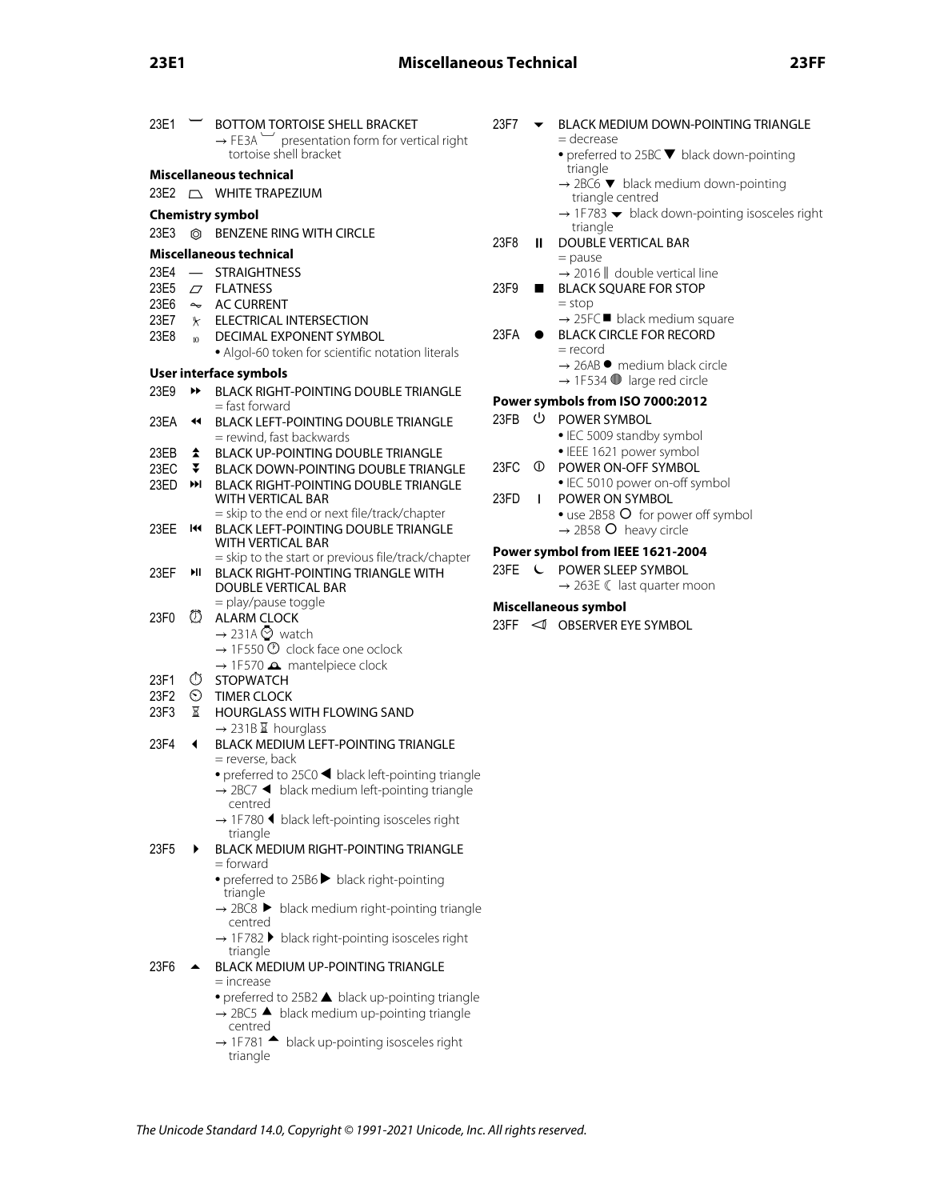23E1 ⏡ BOTTOM TORTOISE SHELL BRACKET
→ FE3A ︺ presentation form for vertical right tortoise shell bracket

**Miscellaneous technical**

23E2 ⏢ WHITE TRAPEZIUM

**Chemistry symbol**

23E3 ⏣ BENZENE RING WITH CIRCLE

**Miscellaneous technical**

23E4 ⏤ STRAIGHTNESS
23E5 ⏥ FLATNESS
23E6 ⏦ AC CURRENT
23E7 ⏧ ELECTRICAL INTERSECTION
23E8 ⏨ DECIMAL EXPONENT SYMBOL
• Algol-60 token for scientific notation literals

**User interface symbols**

23E9 ⏩ BLACK RIGHT-POINTING DOUBLE TRIANGLE
= fast forward
23EA ⏪ BLACK LEFT-POINTING DOUBLE TRIANGLE
= rewind, fast backwards
23EB ⏫ BLACK UP-POINTING DOUBLE TRIANGLE
23EC ⏬ BLACK DOWN-POINTING DOUBLE TRIANGLE
23ED ⏭ BLACK RIGHT-POINTING DOUBLE TRIANGLE WITH VERTICAL BAR
= skip to the end or next file/track/chapter
23EE ⏮ BLACK LEFT-POINTING DOUBLE TRIANGLE WITH VERTICAL BAR
= skip to the start or previous file/track/chapter
23EF ⏯ BLACK RIGHT-POINTING TRIANGLE WITH DOUBLE VERTICAL BAR
= play/pause toggle
23F0 ⏰ ALARM CLOCK
→ 231A ⌚ watch
→ 1F550 🕐 clock face one oclock
→ 1F570 🕰 mantelpiece clock
23F1 ⏱ STOPWATCH
23F2 ⏲ TIMER CLOCK
23F3 ⏳ HOURGLASS WITH FLOWING SAND
→ 231B ⌛ hourglass
23F4 ⏴ BLACK MEDIUM LEFT-POINTING TRIANGLE
= reverse, back
• preferred to 25C0 ◀ black left-pointing triangle
→ 2BC7 ⯇ black medium left-pointing triangle centred
→ 1F780 🞀 black left-pointing isosceles right triangle
23F5 ⏵ BLACK MEDIUM RIGHT-POINTING TRIANGLE
= forward
• preferred to 25B6 ▶ black right-pointing triangle
→ 2BC8 ⯈ black medium right-pointing triangle centred
→ 1F782 🞂 black right-pointing isosceles right triangle
23F6 ⏶ BLACK MEDIUM UP-POINTING TRIANGLE
= increase
• preferred to 25B2 ▲ black up-pointing triangle
→ 2BC5 ⯅ black medium up-pointing triangle centred
→ 1F781 🞁 black up-pointing isosceles right triangle
23F7 ⏷ BLACK MEDIUM DOWN-POINTING TRIANGLE
= decrease
• preferred to 25BC ▼ black down-pointing triangle
→ 2BC6 ⯆ black medium down-pointing triangle centred
→ 1F783 🞃 black down-pointing isosceles right triangle
23F8 ⏸ DOUBLE VERTICAL BAR
= pause
→ 2016 ‖ double vertical line
23F9 ⏹ BLACK SQUARE FOR STOP
= stop
→ 25FC ◼ black medium square
23FA ⏺ BLACK CIRCLE FOR RECORD
= record
→ 26AB ⚫ medium black circle
→ 1F534 🔴 large red circle

**Power symbols from ISO 7000:2012**

23FB ⏻ POWER SYMBOL
• IEC 5009 standby symbol
• IEEE 1621 power symbol
23FC ⏼ POWER ON-OFF SYMBOL
• IEC 5010 power on-off symbol
23FD ⏽ POWER ON SYMBOL
• use 2B58 ⭘ for power off symbol
→ 2B58 ⭘ heavy circle

**Power symbol from IEEE 1621-2004**

23FE ⏾ POWER SLEEP SYMBOL
→ 263E ☾ last quarter moon

**Miscellaneous symbol**

23FF ⏿ OBSERVER EYE SYMBOL